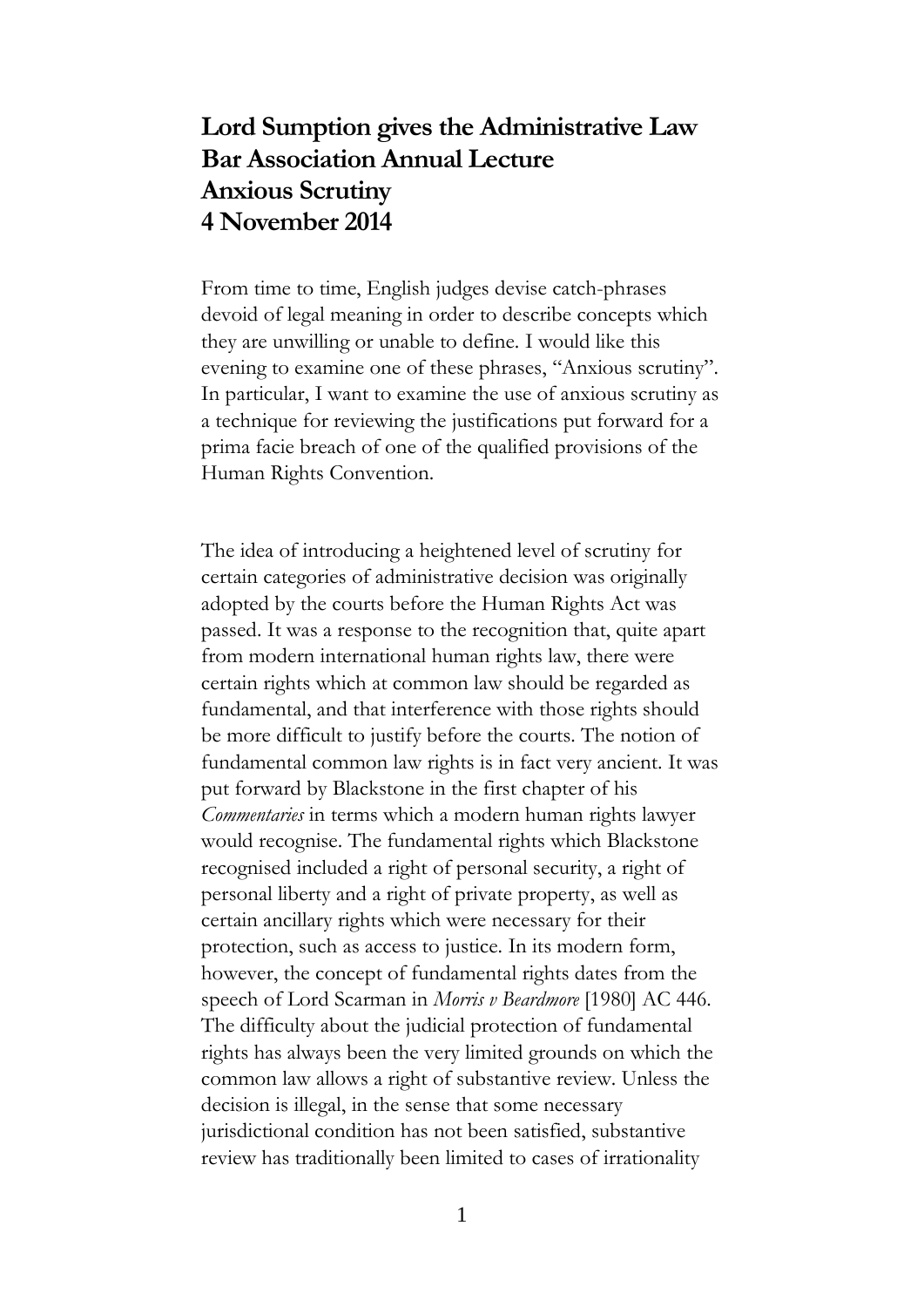# Lord Sumption gives the Administrative Law Bar Association Annual Lecture Anxious Scrutiny 4 November 2014

From time to time, English judges devise catch-phrases devoid of legal meaning in order to describe concepts which they are unwilling or unable to define. I would like this evening to examine one of these phrases, "Anxious scrutiny". In particular, I want to examine the use of anxious scrutiny as a technique for reviewing the justifications put forward for a prima facie breach of one of the qualified provisions of the Human Rights Convention.

The idea of introducing a heightened level of scrutiny for certain categories of administrative decision was originally adopted by the courts before the Human Rights Act was passed. It was a response to the recognition that, quite apart from modern international human rights law, there were certain rights which at common law should be regarded as fundamental, and that interference with those rights should be more difficult to justify before the courts. The notion of fundamental common law rights is in fact very ancient. It was put forward by Blackstone in the first chapter of his *Commentaries* in terms which a modern human rights lawyer would recognise. The fundamental rights which Blackstone recognised included a right of personal security, a right of personal liberty and a right of private property, as well as certain ancillary rights which were necessary for their protection, such as access to justice. In its modern form, however, the concept of fundamental rights dates from the speech of Lord Scarman in *Morris v Beardmore* [1980] AC 446. The difficulty about the judicial protection of fundamental rights has always been the very limited grounds on which the common law allows a right of substantive review. Unless the decision is illegal, in the sense that some necessary jurisdictional condition has not been satisfied, substantive review has traditionally been limited to cases of irrationality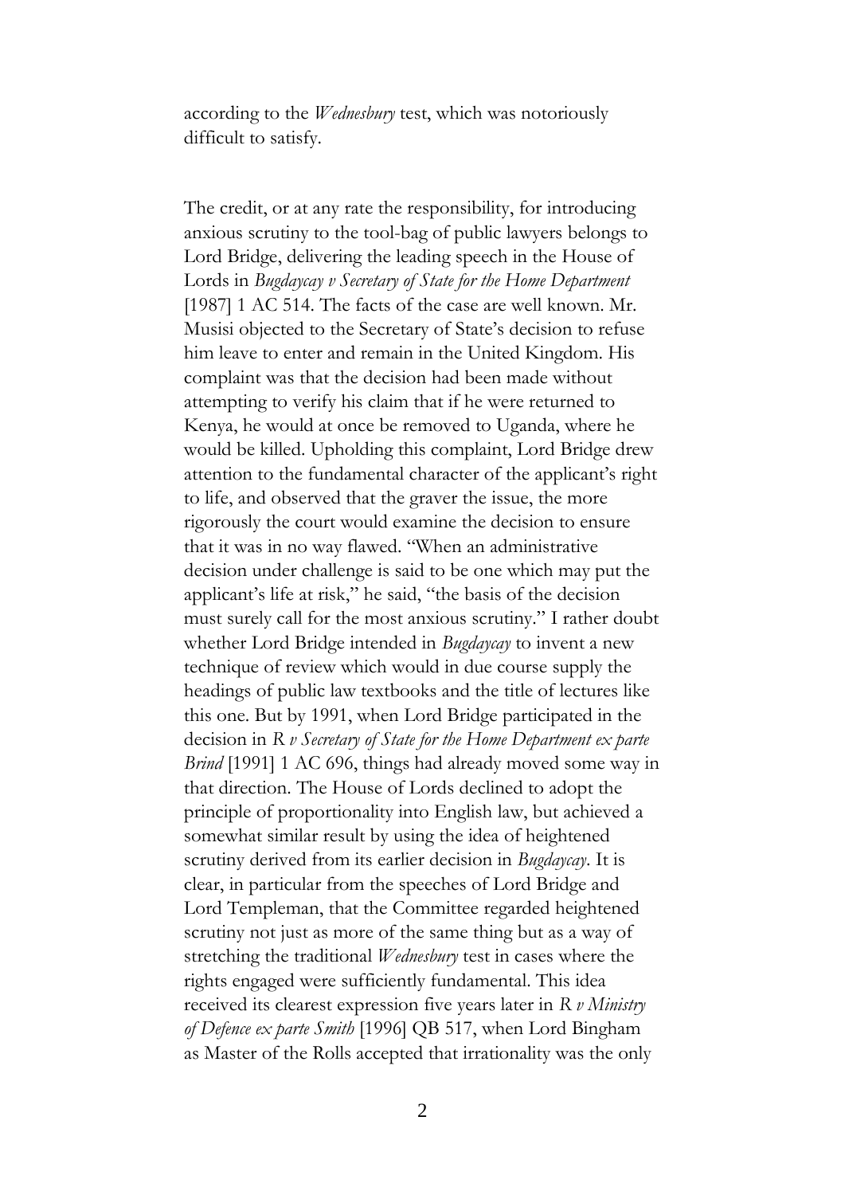according to the *Wednesbury* test, which was notoriously difficult to satisfy.

The credit, or at any rate the responsibility, for introducing anxious scrutiny to the tool-bag of public lawyers belongs to Lord Bridge, delivering the leading speech in the House of Lords in *Bugdaycay v Secretary of State for the Home Department* [1987] 1 AC 514. The facts of the case are well known. Mr. Musisi objected to the Secretary of State's decision to refuse him leave to enter and remain in the United Kingdom. His complaint was that the decision had been made without attempting to verify his claim that if he were returned to Kenya, he would at once be removed to Uganda, where he would be killed. Upholding this complaint, Lord Bridge drew attention to the fundamental character of the applicant's right to life, and observed that the graver the issue, the more rigorously the court would examine the decision to ensure that it was in no way flawed. "When an administrative decision under challenge is said to be one which may put the applicant's life at risk," he said, "the basis of the decision must surely call for the most anxious scrutiny." I rather doubt whether Lord Bridge intended in *Bugdaycay* to invent a new technique of review which would in due course supply the headings of public law textbooks and the title of lectures like this one. But by 1991, when Lord Bridge participated in the decision in *R v Secretary of State for the Home Department ex parte Brind* [1991] 1 AC 696, things had already moved some way in that direction. The House of Lords declined to adopt the principle of proportionality into English law, but achieved a somewhat similar result by using the idea of heightened scrutiny derived from its earlier decision in *Bugdaycay*. It is clear, in particular from the speeches of Lord Bridge and Lord Templeman, that the Committee regarded heightened scrutiny not just as more of the same thing but as a way of stretching the traditional *Wednesbury* test in cases where the rights engaged were sufficiently fundamental. This idea received its clearest expression five years later in *R v Ministry of Defence ex parte Smith* [1996] QB 517, when Lord Bingham as Master of the Rolls accepted that irrationality was the only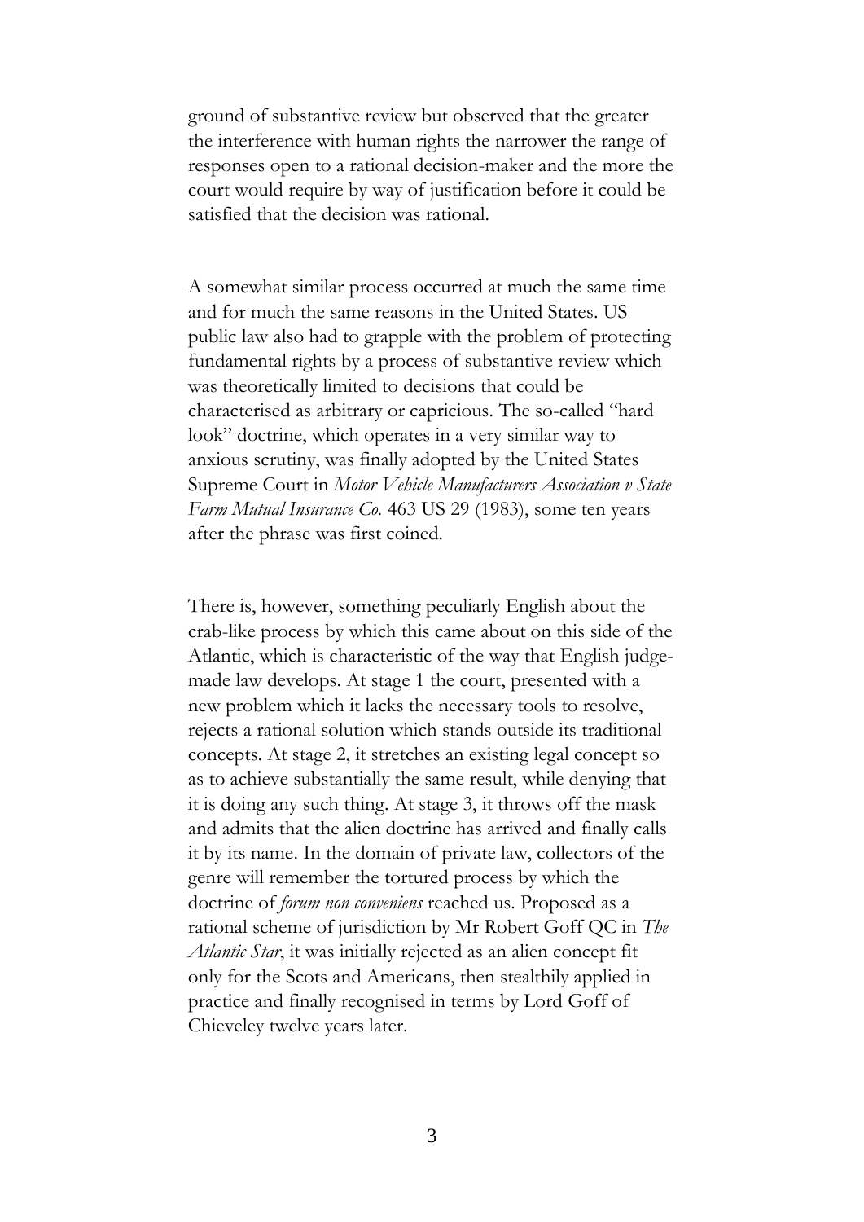ground of substantive review but observed that the greater the interference with human rights the narrower the range of responses open to a rational decision-maker and the more the court would require by way of justification before it could be satisfied that the decision was rational.

A somewhat similar process occurred at much the same time and for much the same reasons in the United States. US public law also had to grapple with the problem of protecting fundamental rights by a process of substantive review which was theoretically limited to decisions that could be characterised as arbitrary or capricious. The so-called "hard look" doctrine, which operates in a very similar way to anxious scrutiny, was finally adopted by the United States Supreme Court in *Motor Vehicle Manufacturers Association v State Farm Mutual Insurance Co.* 463 US 29 (1983), some ten years after the phrase was first coined.

There is, however, something peculiarly English about the crab-like process by which this came about on this side of the Atlantic, which is characteristic of the way that English judge-made law develops. At stage 1 the court, presented with a new problem which it lacks the necessary tools to resolve, rejects a rational solution which stands outside its traditional concepts. At stage 2, it stretches an existing legal concept so as to achieve substantially the same result, while denying that it is doing any such thing. At stage 3, it throws off the mask and admits that the alien doctrine has arrived and finally calls it by its name. In the domain of private law, collectors of the genre will remember the tortured process by which the doctrine of *forum non conveniens* reached us. Proposed as a rational scheme of jurisdiction by Mr Robert Goff QC in *The Atlantic Star*, it was initially rejected as an alien concept fit only for the Scots and Americans, then stealthily applied in practice and finally recognised in terms by Lord Goff of Chieveley twelve years later.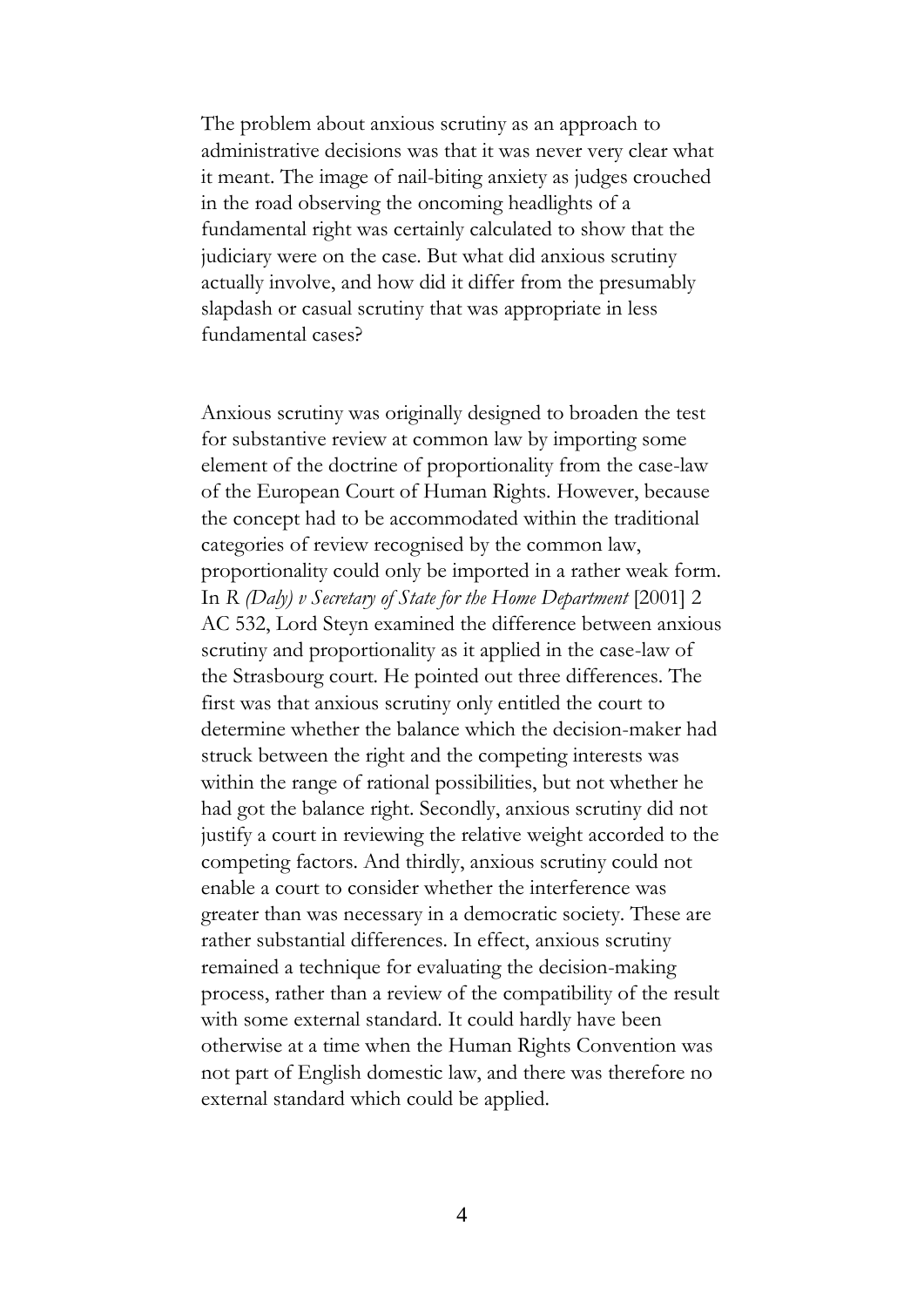The problem about anxious scrutiny as an approach to administrative decisions was that it was never very clear what it meant. The image of nail-biting anxiety as judges crouched in the road observing the oncoming headlights of a fundamental right was certainly calculated to show that the judiciary were on the case. But what did anxious scrutiny actually involve, and how did it differ from the presumably slapdash or casual scrutiny that was appropriate in less fundamental cases?

Anxious scrutiny was originally designed to broaden the test for substantive review at common law by importing some element of the doctrine of proportionality from the case-law of the European Court of Human Rights. However, because the concept had to be accommodated within the traditional categories of review recognised by the common law, proportionality could only be imported in a rather weak form. In *R (Daly) v Secretary of State for the Home Department* [2001] 2 AC 532, Lord Steyn examined the difference between anxious scrutiny and proportionality as it applied in the case-law of the Strasbourg court. He pointed out three differences. The first was that anxious scrutiny only entitled the court to determine whether the balance which the decision-maker had struck between the right and the competing interests was within the range of rational possibilities, but not whether he had got the balance right. Secondly, anxious scrutiny did not justify a court in reviewing the relative weight accorded to the competing factors. And thirdly, anxious scrutiny could not enable a court to consider whether the interference was greater than was necessary in a democratic society. These are rather substantial differences. In effect, anxious scrutiny remained a technique for evaluating the decision-making process, rather than a review of the compatibility of the result with some external standard. It could hardly have been otherwise at a time when the Human Rights Convention was not part of English domestic law, and there was therefore no external standard which could be applied.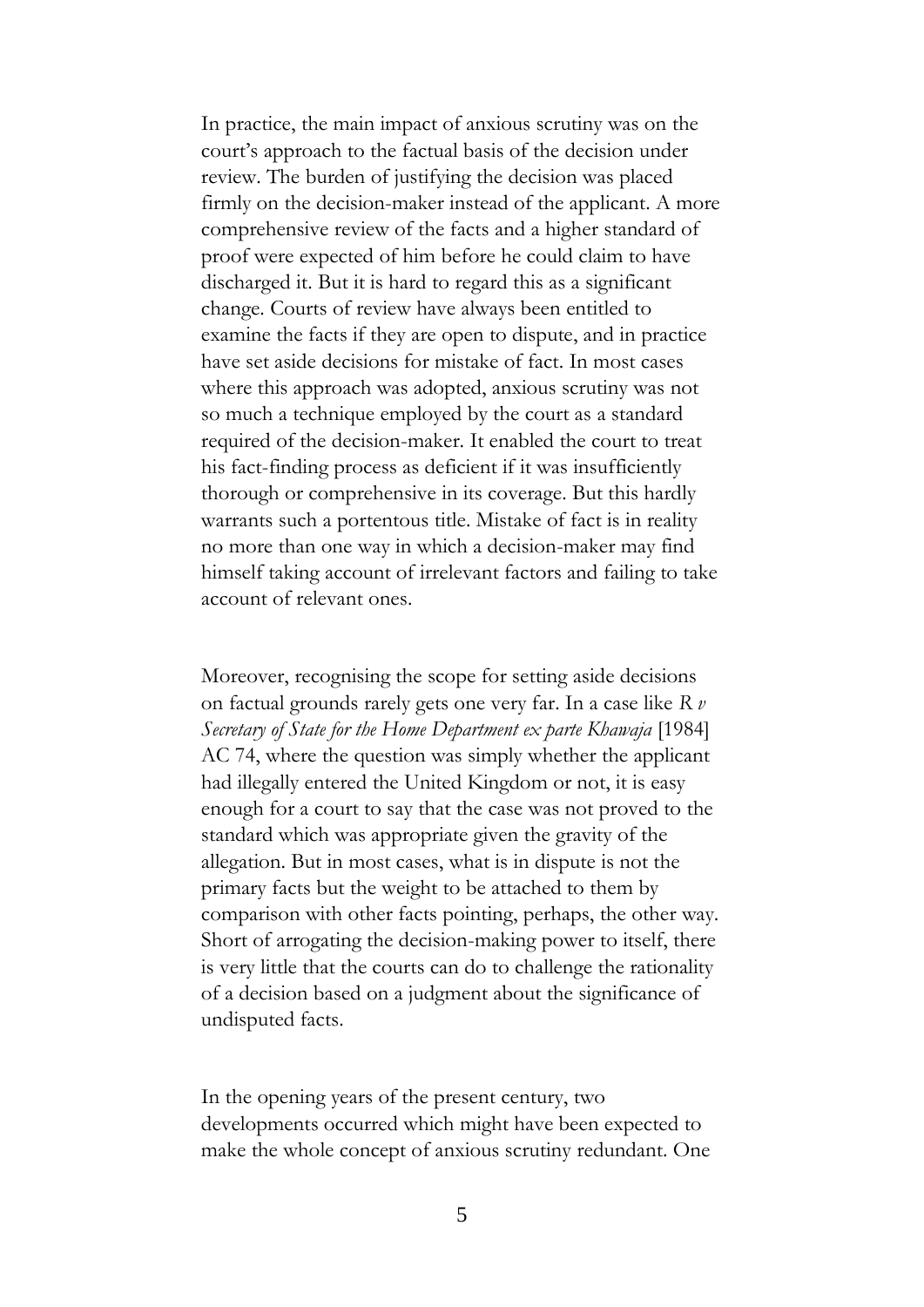In practice, the main impact of anxious scrutiny was on the court's approach to the factual basis of the decision under review. The burden of justifying the decision was placed firmly on the decision-maker instead of the applicant. A more comprehensive review of the facts and a higher standard of proof were expected of him before he could claim to have discharged it. But it is hard to regard this as a significant change. Courts of review have always been entitled to examine the facts if they are open to dispute, and in practice have set aside decisions for mistake of fact. In most cases where this approach was adopted, anxious scrutiny was not so much a technique employed by the court as a standard required of the decision-maker. It enabled the court to treat his fact-finding process as deficient if it was insufficiently thorough or comprehensive in its coverage. But this hardly warrants such a portentous title. Mistake of fact is in reality no more than one way in which a decision-maker may find himself taking account of irrelevant factors and failing to take account of relevant ones.

Moreover, recognising the scope for setting aside decisions on factual grounds rarely gets one very far. In a case like *R v Secretary of State for the Home Department ex parte Khawaja* [1984] AC 74, where the question was simply whether the applicant had illegally entered the United Kingdom or not, it is easy enough for a court to say that the case was not proved to the standard which was appropriate given the gravity of the allegation. But in most cases, what is in dispute is not the primary facts but the weight to be attached to them by comparison with other facts pointing, perhaps, the other way. Short of arrogating the decision-making power to itself, there is very little that the courts can do to challenge the rationality of a decision based on a judgment about the significance of undisputed facts.

In the opening years of the present century, two developments occurred which might have been expected to make the whole concept of anxious scrutiny redundant. One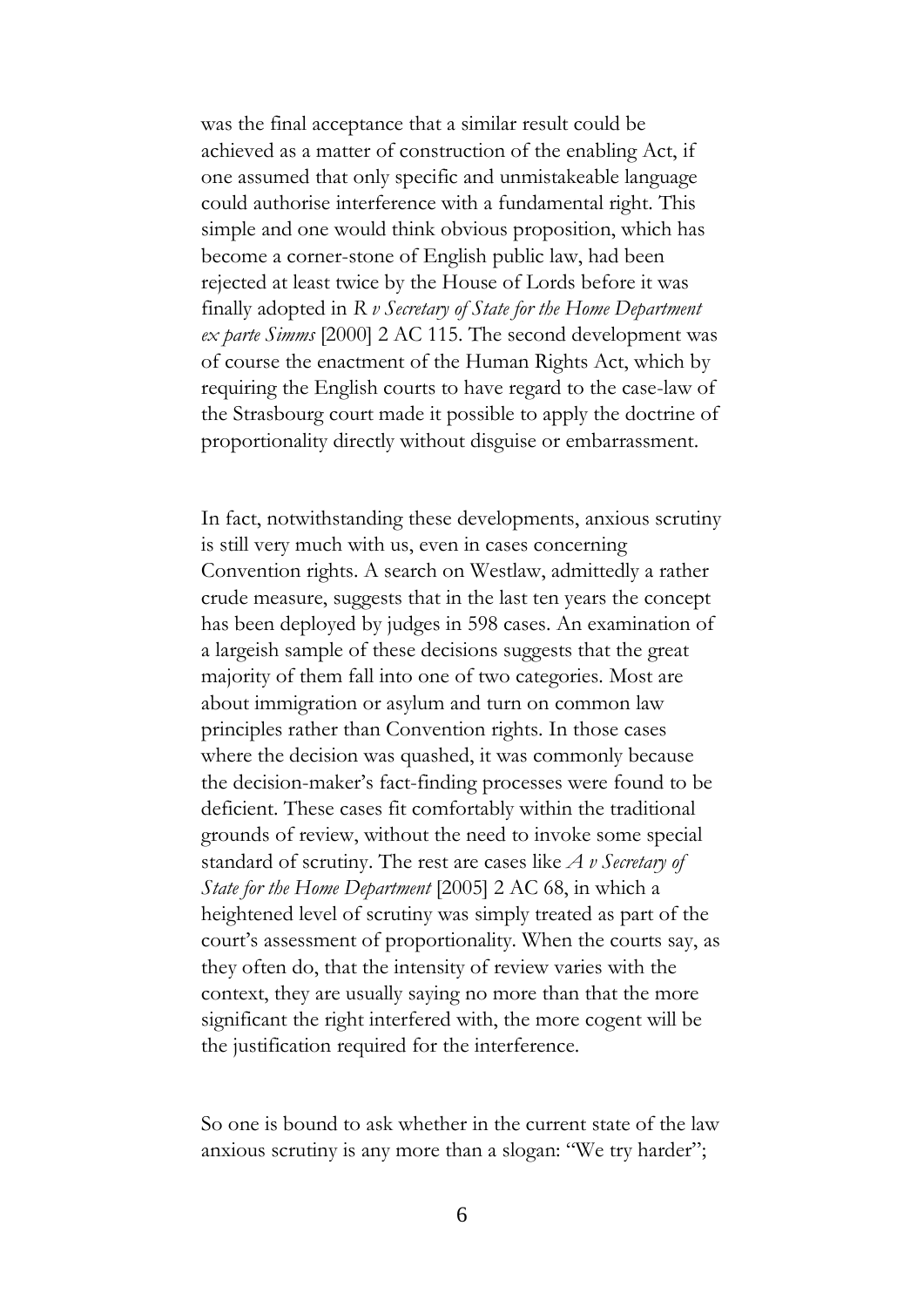was the final acceptance that a similar result could be achieved as a matter of construction of the enabling Act, if one assumed that only specific and unmistakeable language could authorise interference with a fundamental right. This simple and one would think obvious proposition, which has become a corner-stone of English public law, had been rejected at least twice by the House of Lords before it was finally adopted in *R v Secretary of State for the Home Department ex parte Simms* [2000] 2 AC 115. The second development was of course the enactment of the Human Rights Act, which by requiring the English courts to have regard to the case-law of the Strasbourg court made it possible to apply the doctrine of proportionality directly without disguise or embarrassment.

In fact, notwithstanding these developments, anxious scrutiny is still very much with us, even in cases concerning Convention rights. A search on Westlaw, admittedly a rather crude measure, suggests that in the last ten years the concept has been deployed by judges in 598 cases. An examination of a largeish sample of these decisions suggests that the great majority of them fall into one of two categories. Most are about immigration or asylum and turn on common law principles rather than Convention rights. In those cases where the decision was quashed, it was commonly because the decision-maker's fact-finding processes were found to be deficient. These cases fit comfortably within the traditional grounds of review, without the need to invoke some special standard of scrutiny. The rest are cases like *A v Secretary of State for the Home Department* [2005] 2 AC 68, in which a heightened level of scrutiny was simply treated as part of the court's assessment of proportionality. When the courts say, as they often do, that the intensity of review varies with the context, they are usually saying no more than that the more significant the right interfered with, the more cogent will be the justification required for the interference.

So one is bound to ask whether in the current state of the law anxious scrutiny is any more than a slogan: "We try harder";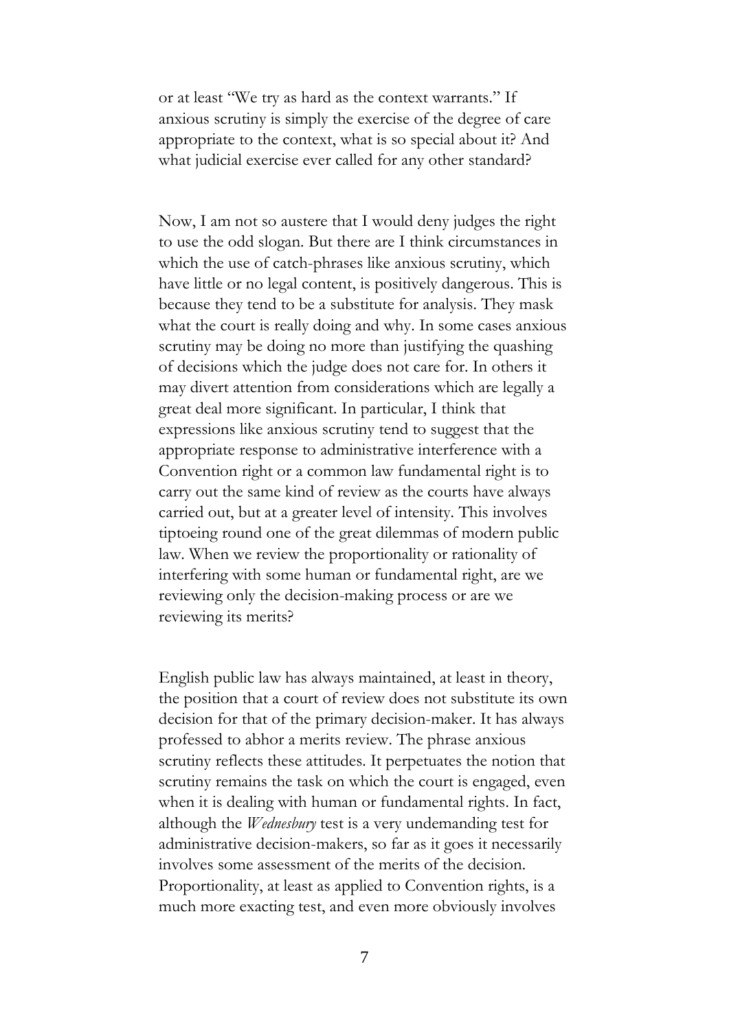or at least "We try as hard as the context warrants." If anxious scrutiny is simply the exercise of the degree of care appropriate to the context, what is so special about it? And what judicial exercise ever called for any other standard?

Now, I am not so austere that I would deny judges the right to use the odd slogan. But there are I think circumstances in which the use of catch-phrases like anxious scrutiny, which have little or no legal content, is positively dangerous. This is because they tend to be a substitute for analysis. They mask what the court is really doing and why. In some cases anxious scrutiny may be doing no more than justifying the quashing of decisions which the judge does not care for. In others it may divert attention from considerations which are legally a great deal more significant. In particular, I think that expressions like anxious scrutiny tend to suggest that the appropriate response to administrative interference with a Convention right or a common law fundamental right is to carry out the same kind of review as the courts have always carried out, but at a greater level of intensity. This involves tiptoeing round one of the great dilemmas of modern public law. When we review the proportionality or rationality of interfering with some human or fundamental right, are we reviewing only the decision-making process or are we reviewing its merits?

English public law has always maintained, at least in theory, the position that a court of review does not substitute its own decision for that of the primary decision-maker. It has always professed to abhor a merits review. The phrase anxious scrutiny reflects these attitudes. It perpetuates the notion that scrutiny remains the task on which the court is engaged, even when it is dealing with human or fundamental rights. In fact, although the *Wednesbury* test is a very undemanding test for administrative decision-makers, so far as it goes it necessarily involves some assessment of the merits of the decision. Proportionality, at least as applied to Convention rights, is a much more exacting test, and even more obviously involves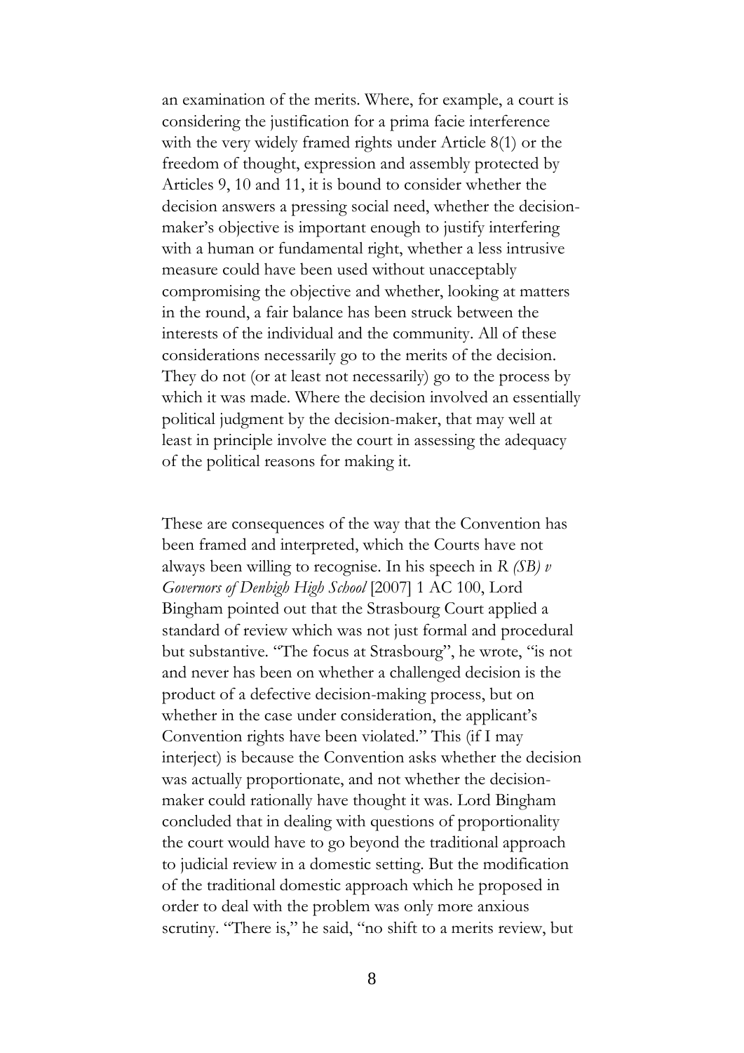an examination of the merits. Where, for example, a court is considering the justification for a prima facie interference with the very widely framed rights under Article 8(1) or the freedom of thought, expression and assembly protected by Articles 9, 10 and 11, it is bound to consider whether the decision answers a pressing social need, whether the decision-maker's objective is important enough to justify interfering with a human or fundamental right, whether a less intrusive measure could have been used without unacceptably compromising the objective and whether, looking at matters in the round, a fair balance has been struck between the interests of the individual and the community. All of these considerations necessarily go to the merits of the decision. They do not (or at least not necessarily) go to the process by which it was made. Where the decision involved an essentially political judgment by the decision-maker, that may well at least in principle involve the court in assessing the adequacy of the political reasons for making it.

These are consequences of the way that the Convention has been framed and interpreted, which the Courts have not always been willing to recognise. In his speech in *R (SB) v Governors of Denbigh High School* [2007] 1 AC 100, Lord Bingham pointed out that the Strasbourg Court applied a standard of review which was not just formal and procedural but substantive. "The focus at Strasbourg", he wrote, "is not and never has been on whether a challenged decision is the product of a defective decision-making process, but on whether in the case under consideration, the applicant's Convention rights have been violated." This (if I may interject) is because the Convention asks whether the decision was actually proportionate, and not whether the decision-maker could rationally have thought it was. Lord Bingham concluded that in dealing with questions of proportionality the court would have to go beyond the traditional approach to judicial review in a domestic setting. But the modification of the traditional domestic approach which he proposed in order to deal with the problem was only more anxious scrutiny. "There is," he said, "no shift to a merits review, but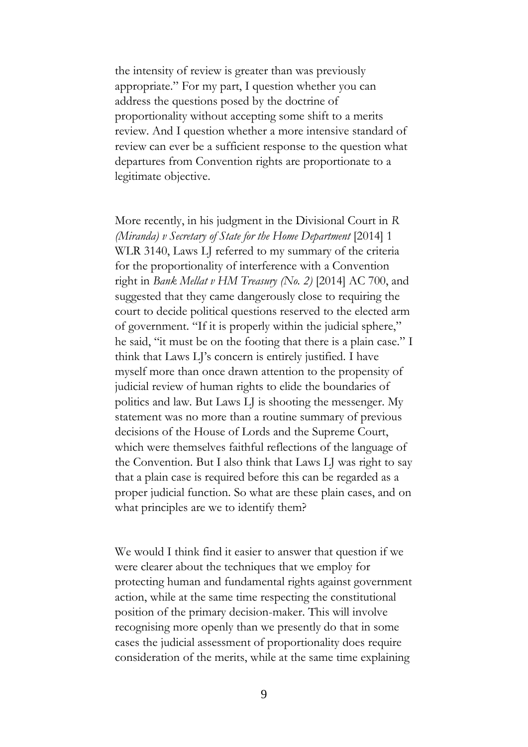the intensity of review is greater than was previously appropriate." For my part, I question whether you can address the questions posed by the doctrine of proportionality without accepting some shift to a merits review. And I question whether a more intensive standard of review can ever be a sufficient response to the question what departures from Convention rights are proportionate to a legitimate objective.

More recently, in his judgment in the Divisional Court in *R (Miranda) v Secretary of State for the Home Department* [2014] 1 WLR 3140, Laws LJ referred to my summary of the criteria for the proportionality of interference with a Convention right in *Bank Mellat v HM Treasury (No. 2)* [2014] AC 700, and suggested that they came dangerously close to requiring the court to decide political questions reserved to the elected arm of government. "If it is properly within the judicial sphere," he said, "it must be on the footing that there is a plain case." I think that Laws LJ's concern is entirely justified. I have myself more than once drawn attention to the propensity of judicial review of human rights to elide the boundaries of politics and law. But Laws LJ is shooting the messenger. My statement was no more than a routine summary of previous decisions of the House of Lords and the Supreme Court, which were themselves faithful reflections of the language of the Convention. But I also think that Laws LJ was right to say that a plain case is required before this can be regarded as a proper judicial function. So what are these plain cases, and on what principles are we to identify them?

We would I think find it easier to answer that question if we were clearer about the techniques that we employ for protecting human and fundamental rights against government action, while at the same time respecting the constitutional position of the primary decision-maker. This will involve recognising more openly than we presently do that in some cases the judicial assessment of proportionality does require consideration of the merits, while at the same time explaining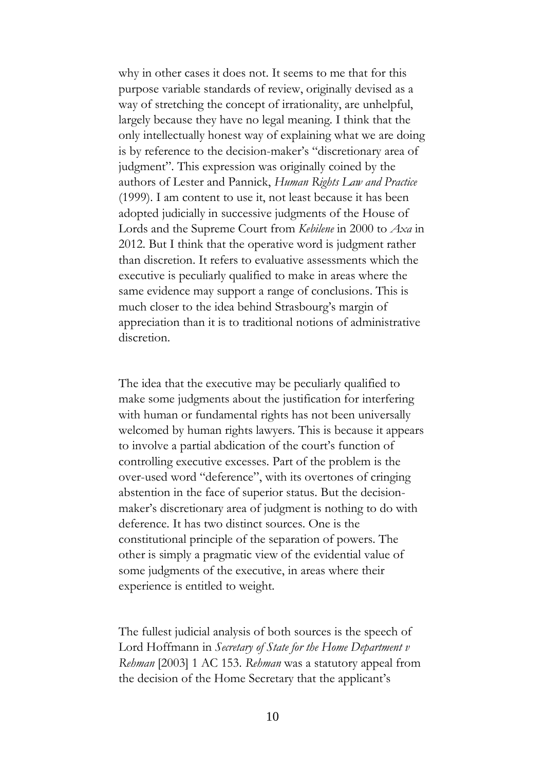why in other cases it does not. It seems to me that for this purpose variable standards of review, originally devised as a way of stretching the concept of irrationality, are unhelpful, largely because they have no legal meaning. I think that the only intellectually honest way of explaining what we are doing is by reference to the decision-maker's "discretionary area of judgment". This expression was originally coined by the authors of Lester and Pannick, *Human Rights Law and Practice* (1999). I am content to use it, not least because it has been adopted judicially in successive judgments of the House of Lords and the Supreme Court from *Kebilene* in 2000 to *Axa* in 2012. But I think that the operative word is judgment rather than discretion. It refers to evaluative assessments which the executive is peculiarly qualified to make in areas where the same evidence may support a range of conclusions. This is much closer to the idea behind Strasbourg's margin of appreciation than it is to traditional notions of administrative discretion.

The idea that the executive may be peculiarly qualified to make some judgments about the justification for interfering with human or fundamental rights has not been universally welcomed by human rights lawyers. This is because it appears to involve a partial abdication of the court's function of controlling executive excesses. Part of the problem is the over-used word "deference", with its overtones of cringing abstention in the face of superior status. But the decision-maker's discretionary area of judgment is nothing to do with deference. It has two distinct sources. One is the constitutional principle of the separation of powers. The other is simply a pragmatic view of the evidential value of some judgments of the executive, in areas where their experience is entitled to weight.

The fullest judicial analysis of both sources is the speech of Lord Hoffmann in *Secretary of State for the Home Department v Rehman* [2003] 1 AC 153. *Rehman* was a statutory appeal from the decision of the Home Secretary that the applicant's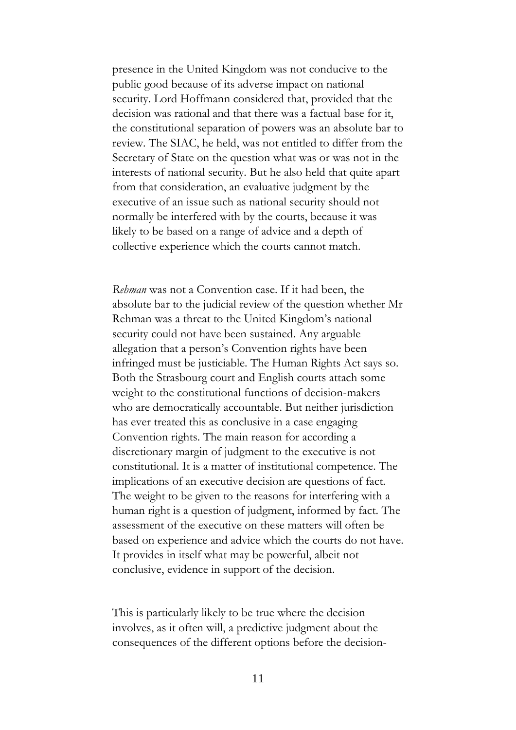presence in the United Kingdom was not conducive to the public good because of its adverse impact on national security. Lord Hoffmann considered that, provided that the decision was rational and that there was a factual base for it, the constitutional separation of powers was an absolute bar to review. The SIAC, he held, was not entitled to differ from the Secretary of State on the question what was or was not in the interests of national security. But he also held that quite apart from that consideration, an evaluative judgment by the executive of an issue such as national security should not normally be interfered with by the courts, because it was likely to be based on a range of advice and a depth of collective experience which the courts cannot match.

*Rehman* was not a Convention case. If it had been, the absolute bar to the judicial review of the question whether Mr Rehman was a threat to the United Kingdom's national security could not have been sustained. Any arguable allegation that a person's Convention rights have been infringed must be justiciable. The Human Rights Act says so. Both the Strasbourg court and English courts attach some weight to the constitutional functions of decision-makers who are democratically accountable. But neither jurisdiction has ever treated this as conclusive in a case engaging Convention rights. The main reason for according a discretionary margin of judgment to the executive is not constitutional. It is a matter of institutional competence. The implications of an executive decision are questions of fact. The weight to be given to the reasons for interfering with a human right is a question of judgment, informed by fact. The assessment of the executive on these matters will often be based on experience and advice which the courts do not have. It provides in itself what may be powerful, albeit not conclusive, evidence in support of the decision.

This is particularly likely to be true where the decision involves, as it often will, a predictive judgment about the consequences of the different options before the decision-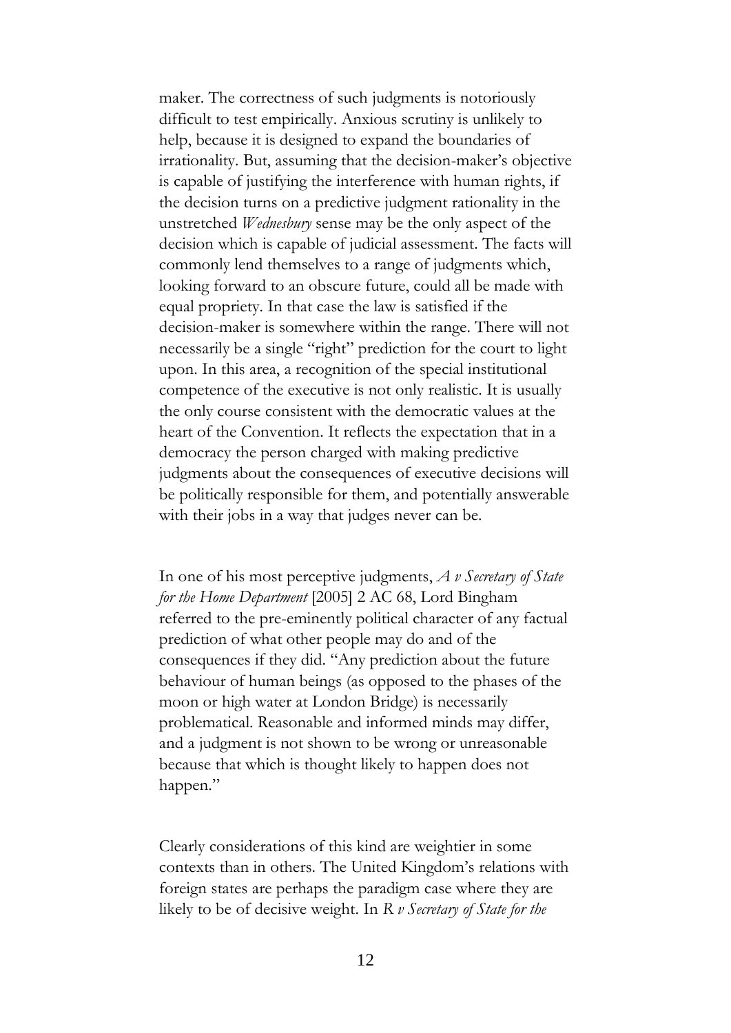maker. The correctness of such judgments is notoriously difficult to test empirically. Anxious scrutiny is unlikely to help, because it is designed to expand the boundaries of irrationality. But, assuming that the decision-maker's objective is capable of justifying the interference with human rights, if the decision turns on a predictive judgment rationality in the unstretched *Wednesbury* sense may be the only aspect of the decision which is capable of judicial assessment. The facts will commonly lend themselves to a range of judgments which, looking forward to an obscure future, could all be made with equal propriety. In that case the law is satisfied if the decision-maker is somewhere within the range. There will not necessarily be a single "right" prediction for the court to light upon. In this area, a recognition of the special institutional competence of the executive is not only realistic. It is usually the only course consistent with the democratic values at the heart of the Convention. It reflects the expectation that in a democracy the person charged with making predictive judgments about the consequences of executive decisions will be politically responsible for them, and potentially answerable with their jobs in a way that judges never can be.

In one of his most perceptive judgments, *A v Secretary of State for the Home Department* [2005] 2 AC 68, Lord Bingham referred to the pre-eminently political character of any factual prediction of what other people may do and of the consequences if they did. "Any prediction about the future behaviour of human beings (as opposed to the phases of the moon or high water at London Bridge) is necessarily problematical. Reasonable and informed minds may differ, and a judgment is not shown to be wrong or unreasonable because that which is thought likely to happen does not happen."

Clearly considerations of this kind are weightier in some contexts than in others. The United Kingdom's relations with foreign states are perhaps the paradigm case where they are likely to be of decisive weight. In *R v Secretary of State for the*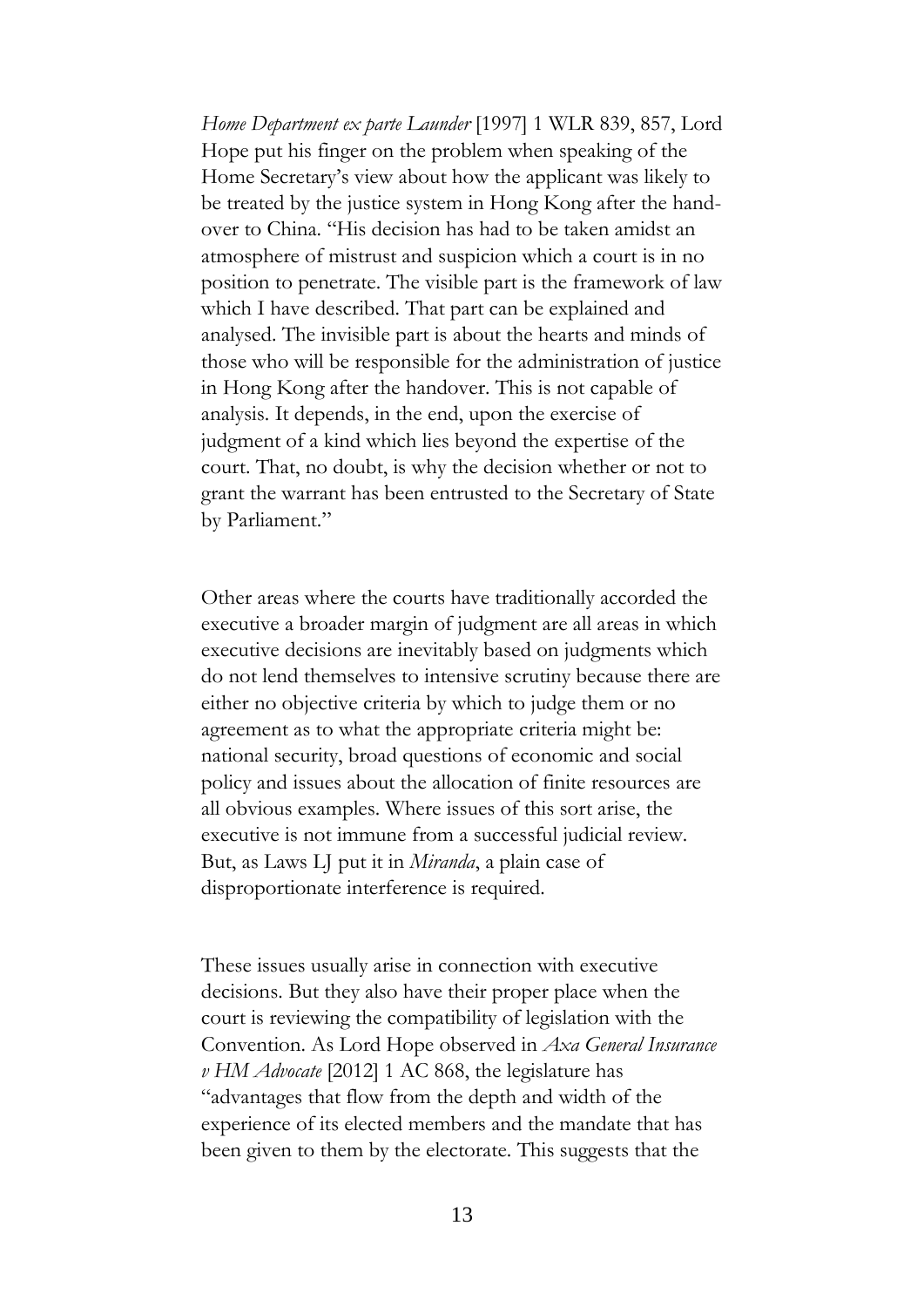*Home Department ex parte Launder* [1997] 1 WLR 839, 857, Lord Hope put his finger on the problem when speaking of the Home Secretary's view about how the applicant was likely to be treated by the justice system in Hong Kong after the hand-over to China. "His decision has had to be taken amidst an atmosphere of mistrust and suspicion which a court is in no position to penetrate. The visible part is the framework of law which I have described. That part can be explained and analysed. The invisible part is about the hearts and minds of those who will be responsible for the administration of justice in Hong Kong after the handover. This is not capable of analysis. It depends, in the end, upon the exercise of judgment of a kind which lies beyond the expertise of the court. That, no doubt, is why the decision whether or not to grant the warrant has been entrusted to the Secretary of State by Parliament."

Other areas where the courts have traditionally accorded the executive a broader margin of judgment are all areas in which executive decisions are inevitably based on judgments which do not lend themselves to intensive scrutiny because there are either no objective criteria by which to judge them or no agreement as to what the appropriate criteria might be: national security, broad questions of economic and social policy and issues about the allocation of finite resources are all obvious examples. Where issues of this sort arise, the executive is not immune from a successful judicial review. But, as Laws LJ put it in *Miranda*, a plain case of disproportionate interference is required.

These issues usually arise in connection with executive decisions. But they also have their proper place when the court is reviewing the compatibility of legislation with the Convention. As Lord Hope observed in *Axa General Insurance v HM Advocate* [2012] 1 AC 868, the legislature has "advantages that flow from the depth and width of the experience of its elected members and the mandate that has been given to them by the electorate. This suggests that the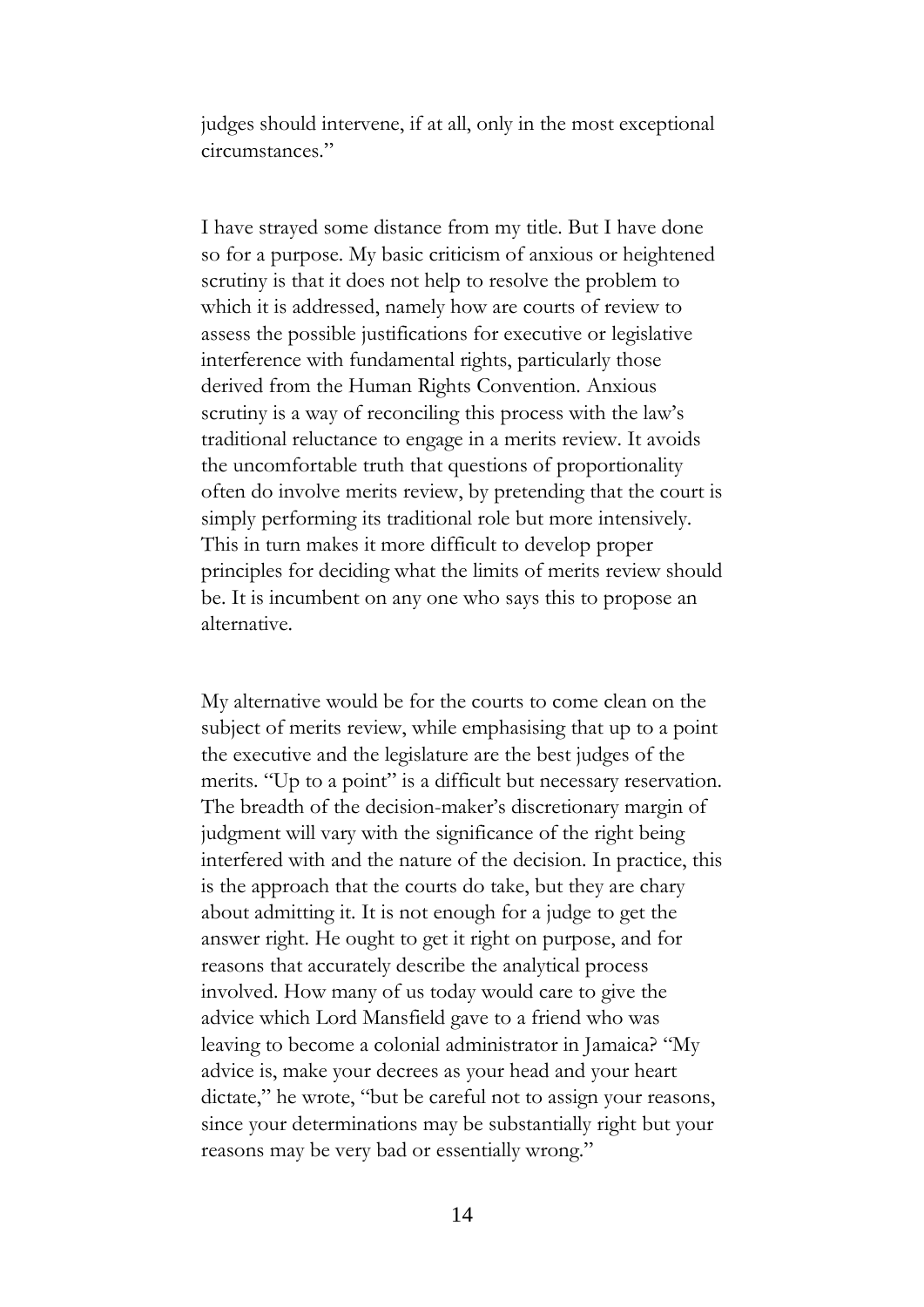judges should intervene, if at all, only in the most exceptional circumstances."

I have strayed some distance from my title. But I have done so for a purpose. My basic criticism of anxious or heightened scrutiny is that it does not help to resolve the problem to which it is addressed, namely how are courts of review to assess the possible justifications for executive or legislative interference with fundamental rights, particularly those derived from the Human Rights Convention. Anxious scrutiny is a way of reconciling this process with the law's traditional reluctance to engage in a merits review. It avoids the uncomfortable truth that questions of proportionality often do involve merits review, by pretending that the court is simply performing its traditional role but more intensively. This in turn makes it more difficult to develop proper principles for deciding what the limits of merits review should be. It is incumbent on any one who says this to propose an alternative.

My alternative would be for the courts to come clean on the subject of merits review, while emphasising that up to a point the executive and the legislature are the best judges of the merits. "Up to a point" is a difficult but necessary reservation. The breadth of the decision-maker's discretionary margin of judgment will vary with the significance of the right being interfered with and the nature of the decision. In practice, this is the approach that the courts do take, but they are chary about admitting it. It is not enough for a judge to get the answer right. He ought to get it right on purpose, and for reasons that accurately describe the analytical process involved. How many of us today would care to give the advice which Lord Mansfield gave to a friend who was leaving to become a colonial administrator in Jamaica? "My advice is, make your decrees as your head and your heart dictate," he wrote, "but be careful not to assign your reasons, since your determinations may be substantially right but your reasons may be very bad or essentially wrong."